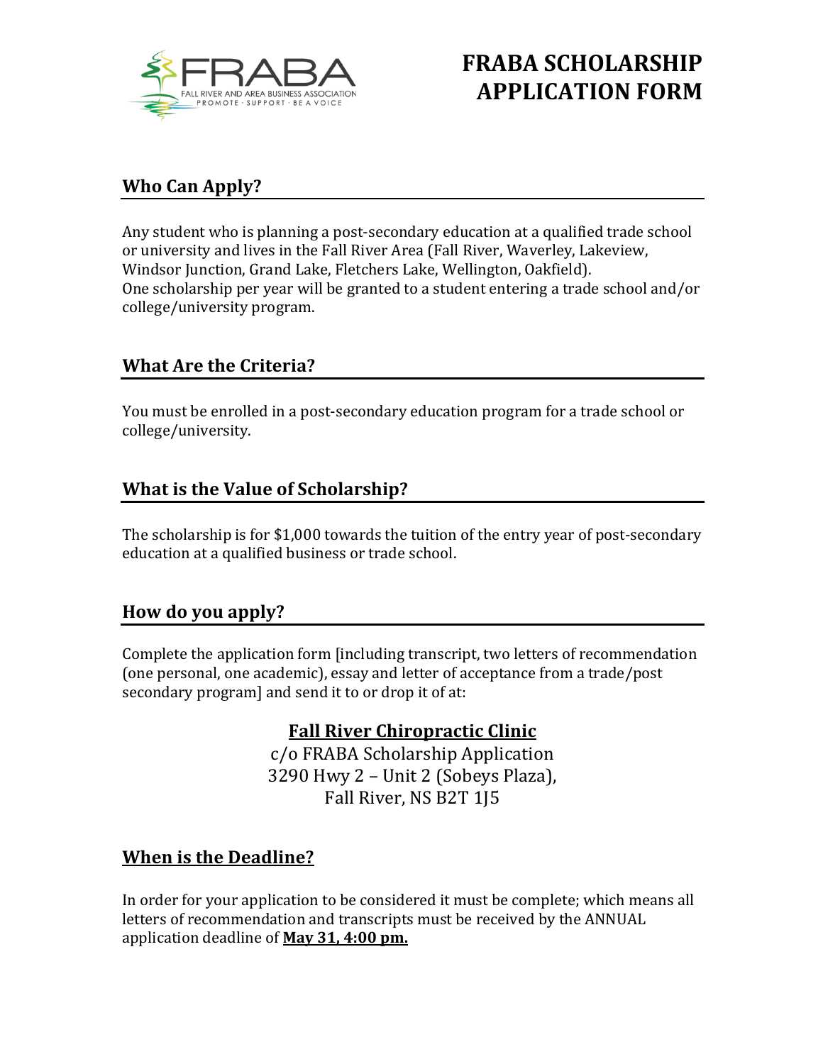# FRABA SCHOLARSHIP APPLICATION FORM

FALL RIVER AND AREA BUSINESS ASSOCIATION
PROMOTE · SUPPORT · BE A VOICE

## Who Can Apply?

Any student who is planning a post-secondary education at a qualified trade school or university and lives in the Fall River Area (Fall River, Waverley, Lakeview, Windsor Junction, Grand Lake, Fletchers Lake, Wellington, Oakfield).
One scholarship per year will be granted to a student entering a trade school and/or college/university program.

## What Are the Criteria?

You must be enrolled in a post-secondary education program for a trade school or college/university.

## What is the Value of Scholarship?

The scholarship is for $1,000 towards the tuition of the entry year of post-secondary education at a qualified business or trade school.

## How do you apply?

Complete the application form [including transcript, two letters of recommendation (one personal, one academic), essay and letter of acceptance from a trade/post secondary program] and send it to or drop it of at:

**Fall River Chiropractic Clinic**
c/o FRABA Scholarship Application
3290 Hwy 2 – Unit 2 (Sobeys Plaza),
Fall River, NS B2T 1J5

## When is the Deadline?

In order for your application to be considered it must be complete; which means all letters of recommendation and transcripts must be received by the ANNUAL application deadline of **May 31, 4:00 pm.**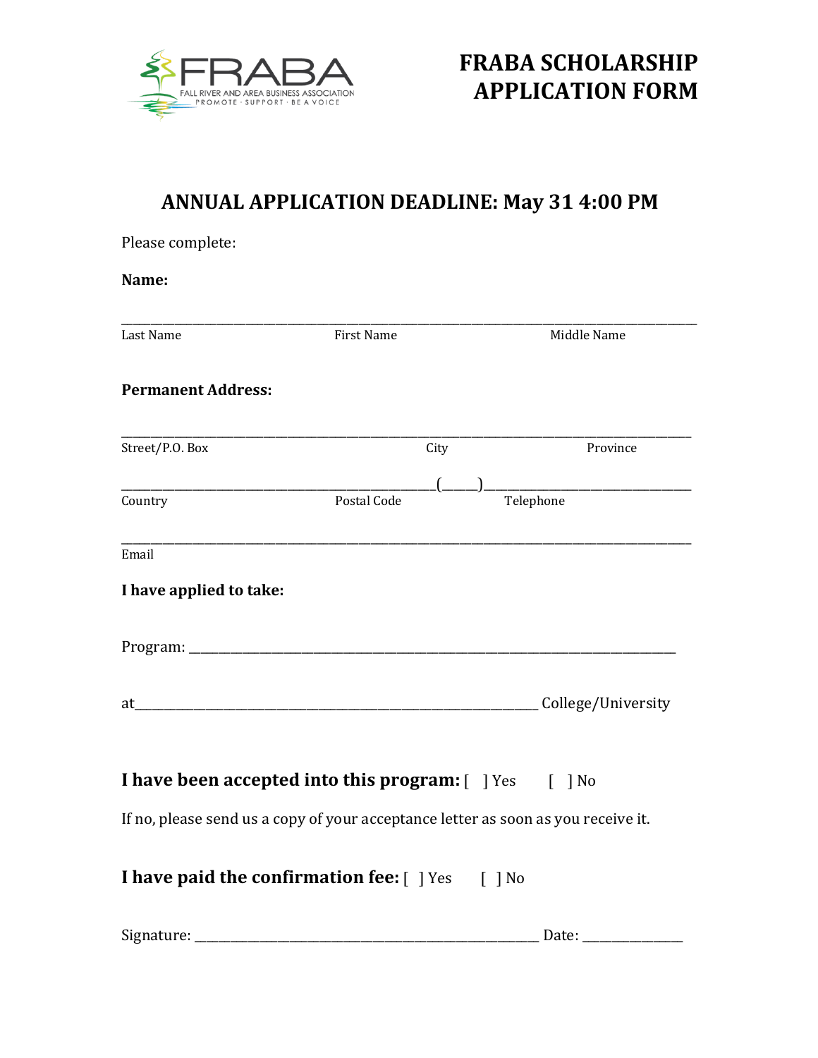FRABA
FALL RIVER AND AREA BUSINESS ASSOCIATION
PROMOTE · SUPPORT · BE A VOICE

# FRABA SCHOLARSHIP APPLICATION FORM

## ANNUAL APPLICATION DEADLINE: May 31 4:00 PM

Please complete:

**Name:**

_______________________________________________________________________________________

Last Name                    First Name                    Middle Name

**Permanent Address:**

_______________________________________________________________________________________

Street/P.O. Box                    City                    Province

_____________________________________________(_____)_________________________________

Country                    Postal Code                    Telephone

_______________________________________________________________________________________

Email

**I have applied to take:**

Program: ___________________________________________________________________________

at_______________________________________________________________ College/University

**I have been accepted into this program:** [ ] Yes [ ] No

If no, please send us a copy of your acceptance letter as soon as you receive it.

**I have paid the confirmation fee:** [ ] Yes [ ] No

Signature: _____________________________________________________ Date: _______________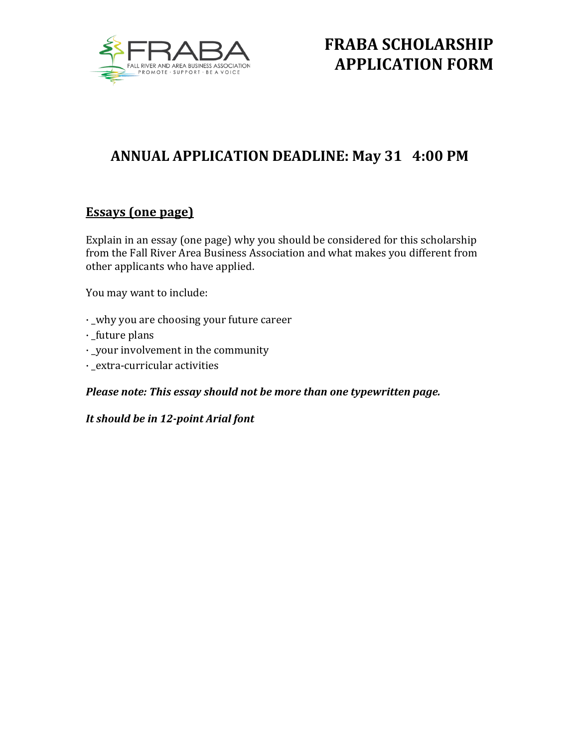# FRABA SCHOLARSHIP APPLICATION FORM

## ANNUAL APPLICATION DEADLINE: May 31 4:00 PM

**Essays (one page)**

Explain in an essay (one page) why you should be considered for this scholarship from the Fall River Area Business Association and what makes you different from other applicants who have applied.

You may want to include:

- _why you are choosing your future career
- _future plans
- _your involvement in the community
- _extra-curricular activities

***Please note: This essay should not be more than one typewritten page.***

***It should be in 12-point Arial font***